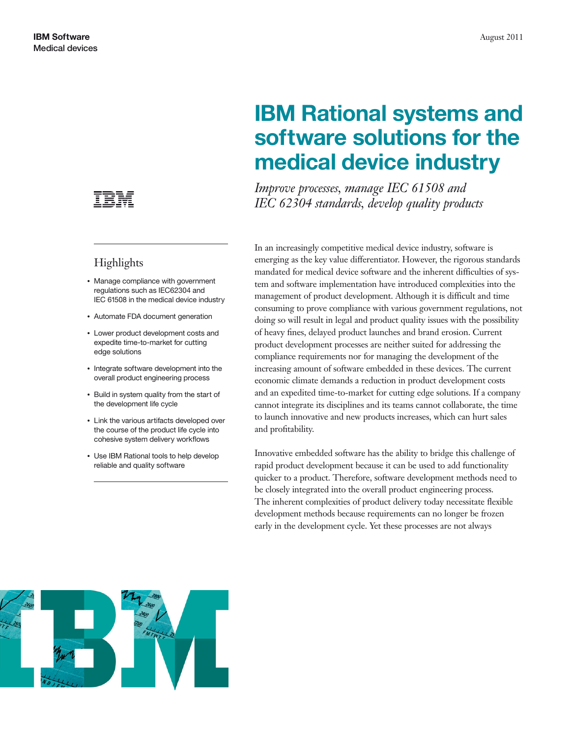IBM Software
Medical devices

August 2011

# IBM Rational systems and software solutions for the medical device industry

*Improve processes, manage IEC 61508 and IEC 62304 standards, develop quality products*

## Highlights

- Manage compliance with government regulations such as IEC62304 and IEC 61508 in the medical device industry
- Automate FDA document generation
- Lower product development costs and expedite time-to-market for cutting edge solutions
- Integrate software development into the overall product engineering process
- Build in system quality from the start of the development life cycle
- Link the various artifacts developed over the course of the product life cycle into cohesive system delivery workflows
- Use IBM Rational tools to help develop reliable and quality software

In an increasingly competitive medical device industry, software is emerging as the key value differentiator. However, the rigorous standards mandated for medical device software and the inherent difficulties of system and software implementation have introduced complexities into the management of product development. Although it is difficult and time consuming to prove compliance with various government regulations, not doing so will result in legal and product quality issues with the possibility of heavy fines, delayed product launches and brand erosion. Current product development processes are neither suited for addressing the compliance requirements nor for managing the development of the increasing amount of software embedded in these devices. The current economic climate demands a reduction in product development costs and an expedited time-to-market for cutting edge solutions. If a company cannot integrate its disciplines and its teams cannot collaborate, the time to launch innovative and new products increases, which can hurt sales and profitability.

Innovative embedded software has the ability to bridge this challenge of rapid product development because it can be used to add functionality quicker to a product. Therefore, software development methods need to be closely integrated into the overall product engineering process. The inherent complexities of product delivery today necessitate flexible development methods because requirements can no longer be frozen early in the development cycle. Yet these processes are not always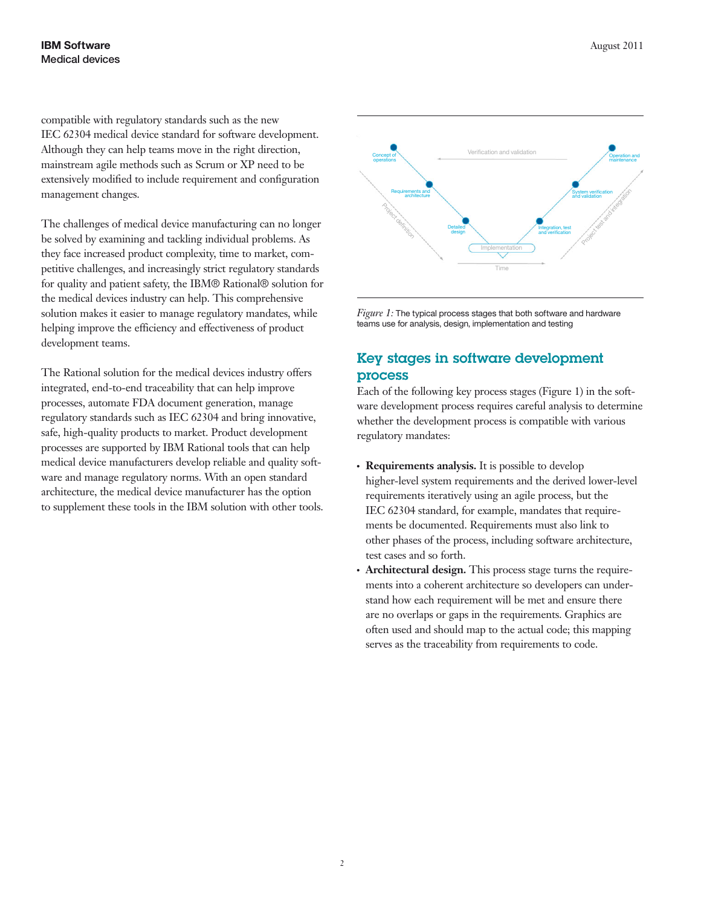compatible with regulatory standards such as the new IEC 62304 medical device standard for software development. Although they can help teams move in the right direction, mainstream agile methods such as Scrum or XP need to be extensively modified to include requirement and configuration management changes.

The challenges of medical device manufacturing can no longer be solved by examining and tackling individual problems. As they face increased product complexity, time to market, competitive challenges, and increasingly strict regulatory standards for quality and patient safety, the IBM® Rational® solution for the medical devices industry can help. This comprehensive solution makes it easier to manage regulatory mandates, while helping improve the efficiency and effectiveness of product development teams.

The Rational solution for the medical devices industry offers integrated, end-to-end traceability that can help improve processes, automate FDA document generation, manage regulatory standards such as IEC 62304 and bring innovative, safe, high-quality products to market. Product development processes are supported by IBM Rational tools that can help medical device manufacturers develop reliable and quality software and manage regulatory norms. With an open standard architecture, the medical device manufacturer has the option to supplement these tools in the IBM solution with other tools.

*Figure 1:* The typical process stages that both software and hardware teams use for analysis, design, implementation and testing

## Key stages in software development process

Each of the following key process stages (Figure 1) in the software development process requires careful analysis to determine whether the development process is compatible with various regulatory mandates:

- **Requirements analysis.** It is possible to develop higher-level system requirements and the derived lower-level requirements iteratively using an agile process, but the IEC 62304 standard, for example, mandates that requirements be documented. Requirements must also link to other phases of the process, including software architecture, test cases and so forth.
- **Architectural design.** This process stage turns the requirements into a coherent architecture so developers can understand how each requirement will be met and ensure there are no overlaps or gaps in the requirements. Graphics are often used and should map to the actual code; this mapping serves as the traceability from requirements to code.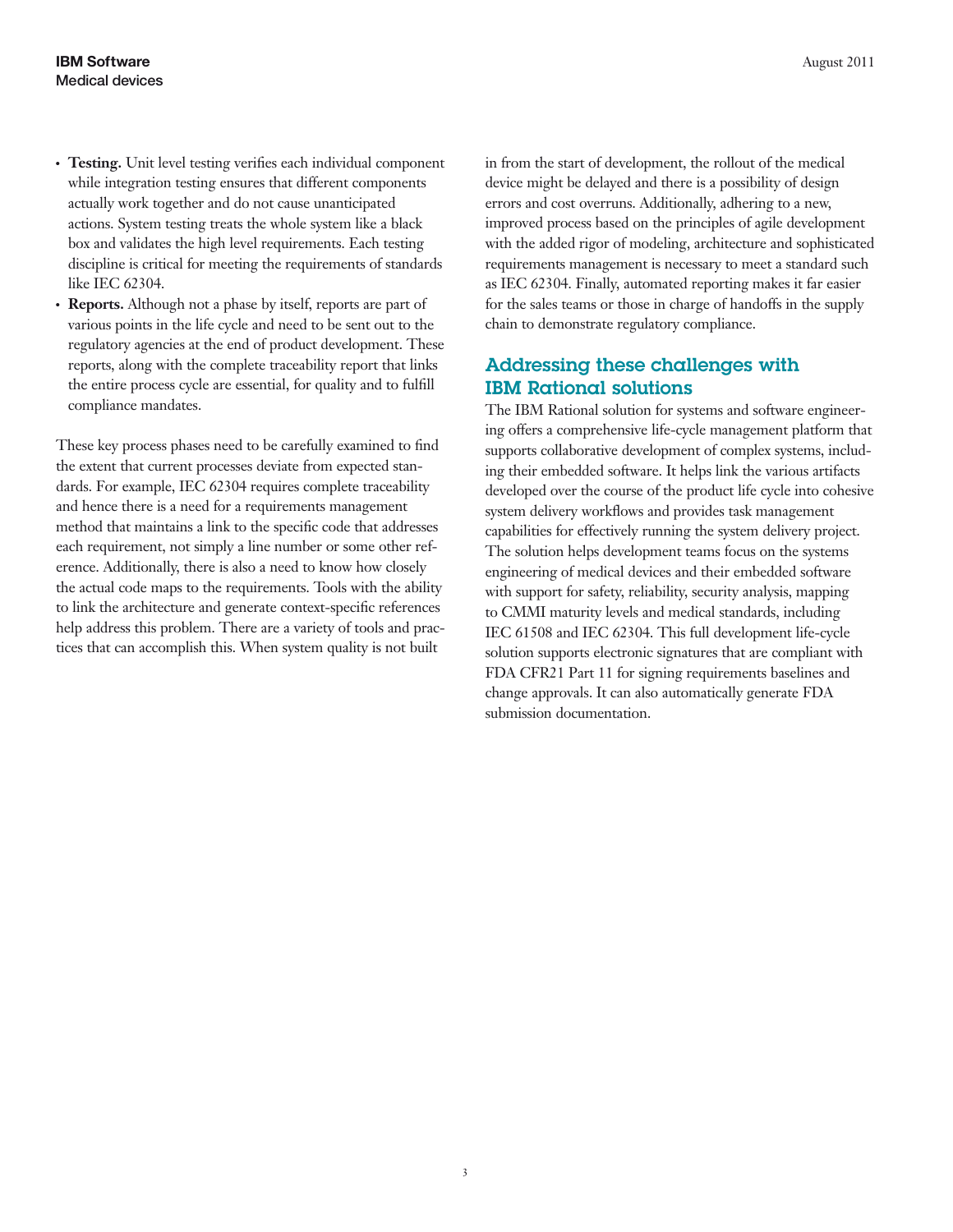- **Testing.** Unit level testing verifies each individual component while integration testing ensures that different components actually work together and do not cause unanticipated actions. System testing treats the whole system like a black box and validates the high level requirements. Each testing discipline is critical for meeting the requirements of standards like IEC 62304.
- **Reports.** Although not a phase by itself, reports are part of various points in the life cycle and need to be sent out to the regulatory agencies at the end of product development. These reports, along with the complete traceability report that links the entire process cycle are essential, for quality and to fulfill compliance mandates.

These key process phases need to be carefully examined to find the extent that current processes deviate from expected standards. For example, IEC 62304 requires complete traceability and hence there is a need for a requirements management method that maintains a link to the specific code that addresses each requirement, not simply a line number or some other reference. Additionally, there is also a need to know how closely the actual code maps to the requirements. Tools with the ability to link the architecture and generate context-specific references help address this problem. There are a variety of tools and practices that can accomplish this. When system quality is not built in from the start of development, the rollout of the medical device might be delayed and there is a possibility of design errors and cost overruns. Additionally, adhering to a new, improved process based on the principles of agile development with the added rigor of modeling, architecture and sophisticated requirements management is necessary to meet a standard such as IEC 62304. Finally, automated reporting makes it far easier for the sales teams or those in charge of handoffs in the supply chain to demonstrate regulatory compliance.

## Addressing these challenges with IBM Rational solutions

The IBM Rational solution for systems and software engineering offers a comprehensive life-cycle management platform that supports collaborative development of complex systems, including their embedded software. It helps link the various artifacts developed over the course of the product life cycle into cohesive system delivery workflows and provides task management capabilities for effectively running the system delivery project. The solution helps development teams focus on the systems engineering of medical devices and their embedded software with support for safety, reliability, security analysis, mapping to CMMI maturity levels and medical standards, including IEC 61508 and IEC 62304. This full development life-cycle solution supports electronic signatures that are compliant with FDA CFR21 Part 11 for signing requirements baselines and change approvals. It can also automatically generate FDA submission documentation.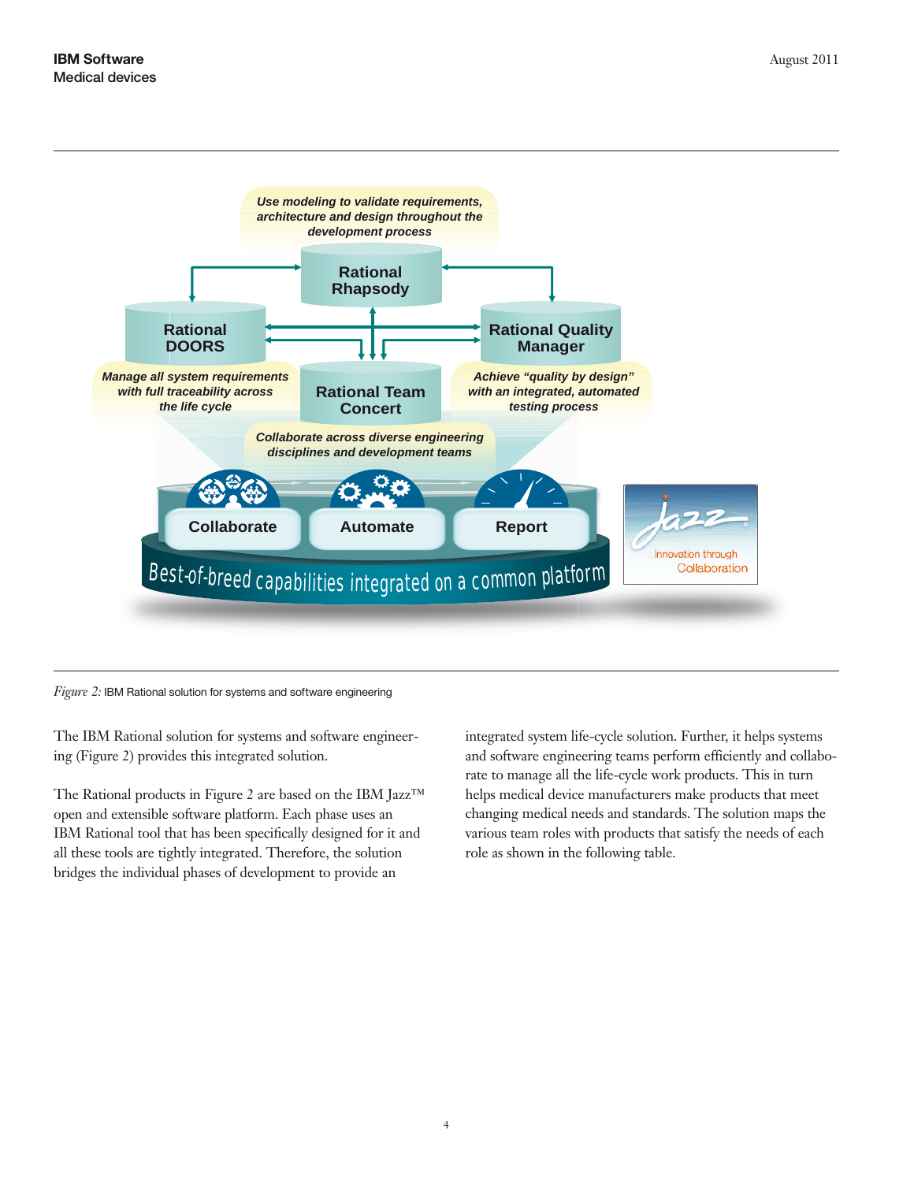Use modeling to validate requirements, architecture and design throughout the development process

Rational Rhapsody

Rational DOORS

Rational Quality Manager

Manage all system requirements with full traceability across the life cycle

Rational Team Concert

Achieve "quality by design" with an integrated, automated testing process

Collaborate across diverse engineering disciplines and development teams

Collaborate

Automate

Report

Best-of-breed capabilities integrated on a common platform

Jazz

Innovation through Collaboration

*Figure 2:* IBM Rational solution for systems and software engineering

The IBM Rational solution for systems and software engineering (Figure 2) provides this integrated solution.

The Rational products in Figure 2 are based on the IBM Jazz™ open and extensible software platform. Each phase uses an IBM Rational tool that has been specifically designed for it and all these tools are tightly integrated. Therefore, the solution bridges the individual phases of development to provide an integrated system life-cycle solution. Further, it helps systems and software engineering teams perform efficiently and collaborate to manage all the life-cycle work products. This in turn helps medical device manufacturers make products that meet changing medical needs and standards. The solution maps the various team roles with products that satisfy the needs of each role as shown in the following table.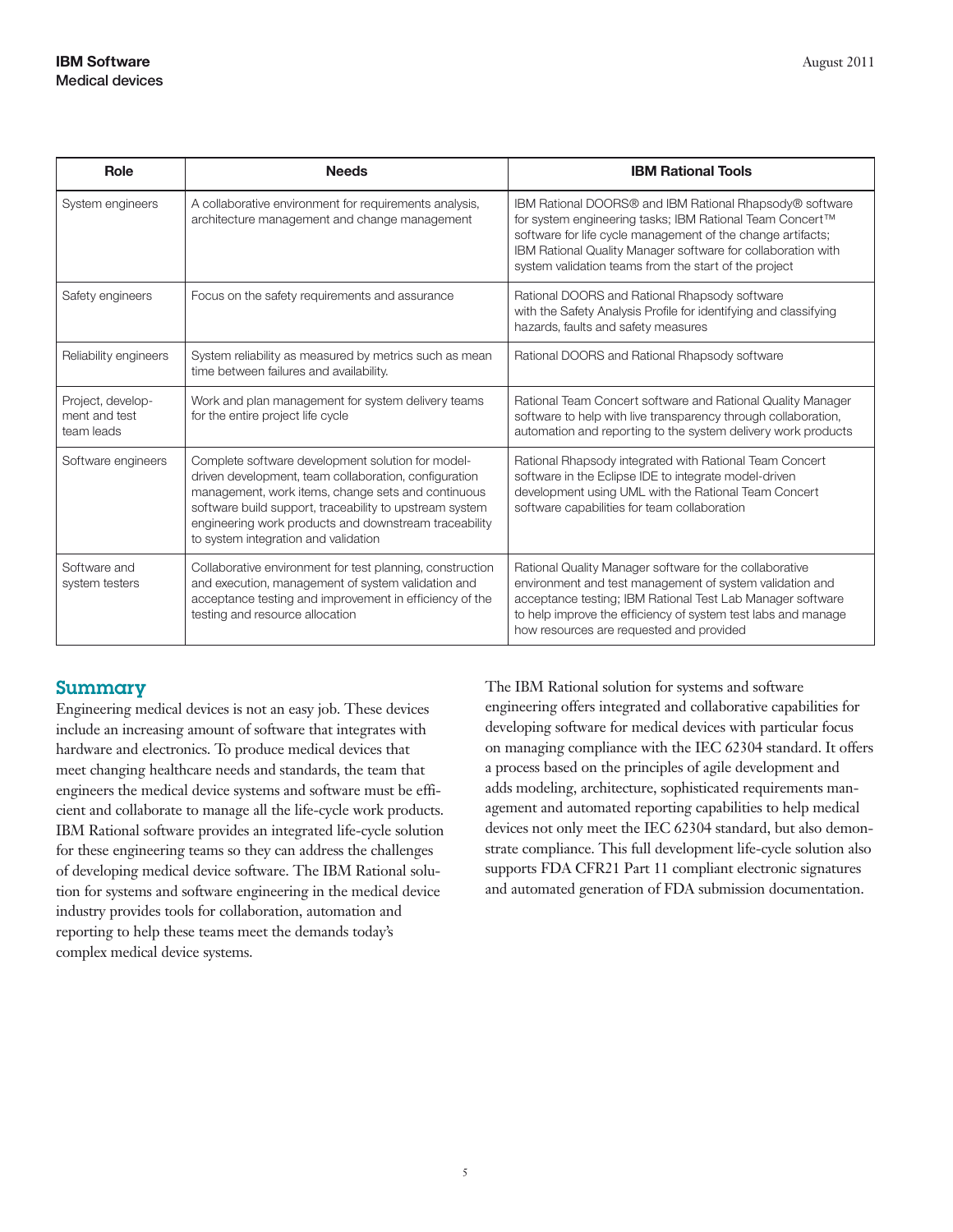| Role | Needs | IBM Rational Tools |
|---|---|---|
| System engineers | A collaborative environment for requirements analysis, architecture management and change management | IBM Rational DOORS® and IBM Rational Rhapsody® software for system engineering tasks; IBM Rational Team Concert™ software for life cycle management of the change artifacts; IBM Rational Quality Manager software for collaboration with system validation teams from the start of the project |
| Safety engineers | Focus on the safety requirements and assurance | Rational DOORS and Rational Rhapsody software with the Safety Analysis Profile for identifying and classifying hazards, faults and safety measures |
| Reliability engineers | System reliability as measured by metrics such as mean time between failures and availability. | Rational DOORS and Rational Rhapsody software |
| Project, development and test team leads | Work and plan management for system delivery teams for the entire project life cycle | Rational Team Concert software and Rational Quality Manager software to help with live transparency through collaboration, automation and reporting to the system delivery work products |
| Software engineers | Complete software development solution for model-driven development, team collaboration, configuration management, work items, change sets and continuous software build support, traceability to upstream system engineering work products and downstream traceability to system integration and validation | Rational Rhapsody integrated with Rational Team Concert software in the Eclipse IDE to integrate model-driven development using UML with the Rational Team Concert software capabilities for team collaboration |
| Software and system testers | Collaborative environment for test planning, construction and execution, management of system validation and acceptance testing and improvement in efficiency of the testing and resource allocation | Rational Quality Manager software for the collaborative environment and test management of system validation and acceptance testing; IBM Rational Test Lab Manager software to help improve the efficiency of system test labs and manage how resources are requested and provided |

## Summary

Engineering medical devices is not an easy job. These devices include an increasing amount of software that integrates with hardware and electronics. To produce medical devices that meet changing healthcare needs and standards, the team that engineers the medical device systems and software must be efficient and collaborate to manage all the life-cycle work products. IBM Rational software provides an integrated life-cycle solution for these engineering teams so they can address the challenges of developing medical device software. The IBM Rational solution for systems and software engineering in the medical device industry provides tools for collaboration, automation and reporting to help these teams meet the demands today's complex medical device systems.

The IBM Rational solution for systems and software engineering offers integrated and collaborative capabilities for developing software for medical devices with particular focus on managing compliance with the IEC 62304 standard. It offers a process based on the principles of agile development and adds modeling, architecture, sophisticated requirements management and automated reporting capabilities to help medical devices not only meet the IEC 62304 standard, but also demonstrate compliance. This full development life-cycle solution also supports FDA CFR21 Part 11 compliant electronic signatures and automated generation of FDA submission documentation.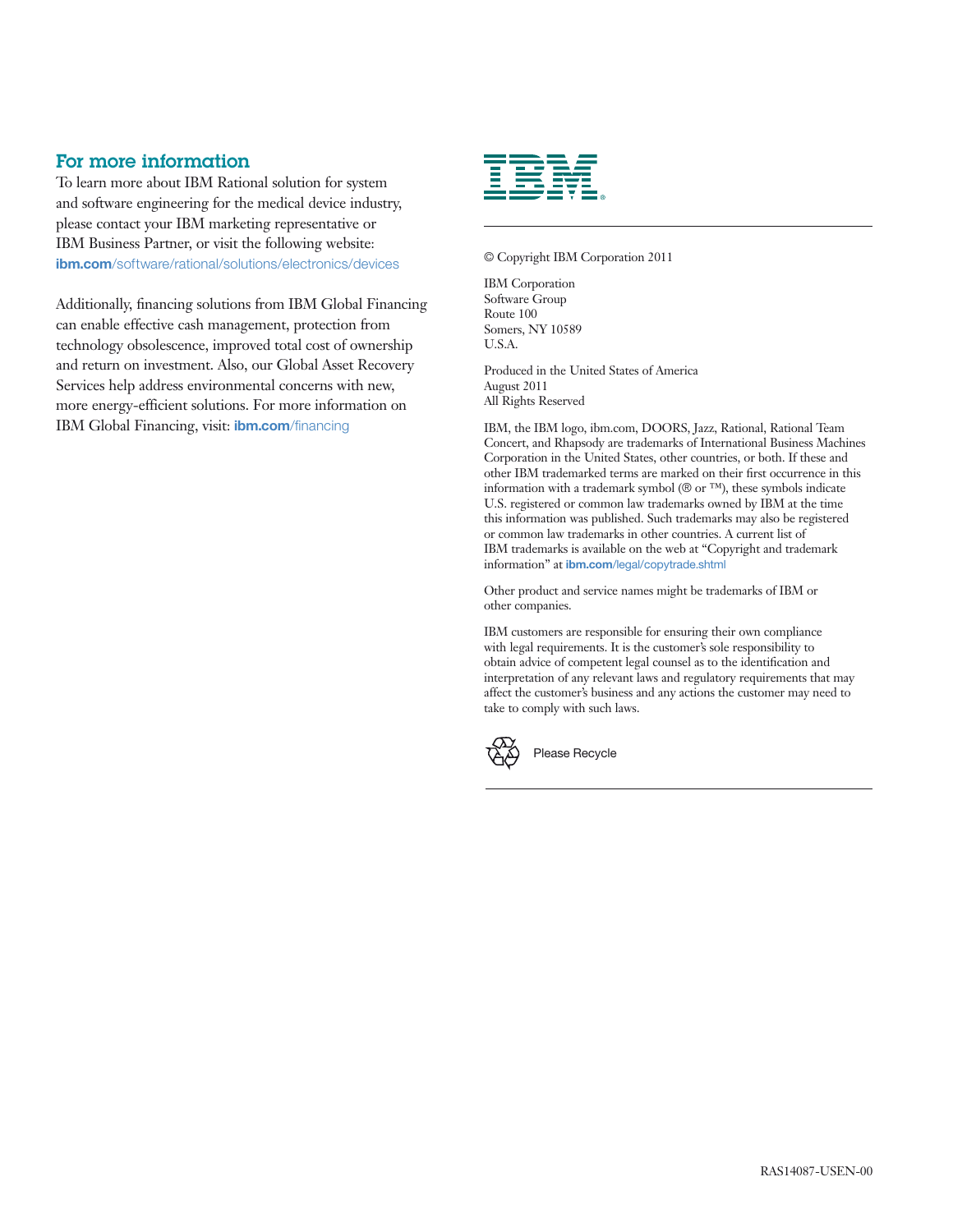## For more information

To learn more about IBM Rational solution for system and software engineering for the medical device industry, please contact your IBM marketing representative or IBM Business Partner, or visit the following website: **ibm.com**/software/rational/solutions/electronics/devices

Additionally, financing solutions from IBM Global Financing can enable effective cash management, protection from technology obsolescence, improved total cost of ownership and return on investment. Also, our Global Asset Recovery Services help address environmental concerns with new, more energy-efficient solutions. For more information on IBM Global Financing, visit: **ibm.com**/financing

© Copyright IBM Corporation 2011

IBM Corporation
Software Group
Route 100
Somers, NY 10589
U.S.A.

Produced in the United States of America
August 2011
All Rights Reserved

IBM, the IBM logo, ibm.com, DOORS, Jazz, Rational, Rational Team Concert, and Rhapsody are trademarks of International Business Machines Corporation in the United States, other countries, or both. If these and other IBM trademarked terms are marked on their first occurrence in this information with a trademark symbol (® or ™), these symbols indicate U.S. registered or common law trademarks owned by IBM at the time this information was published. Such trademarks may also be registered or common law trademarks in other countries. A current list of IBM trademarks is available on the web at "Copyright and trademark information" at **ibm.com**/legal/copytrade.shtml

Other product and service names might be trademarks of IBM or other companies.

IBM customers are responsible for ensuring their own compliance with legal requirements. It is the customer's sole responsibility to obtain advice of competent legal counsel as to the identification and interpretation of any relevant laws and regulatory requirements that may affect the customer's business and any actions the customer may need to take to comply with such laws.

Please Recycle

RAS14087-USEN-00